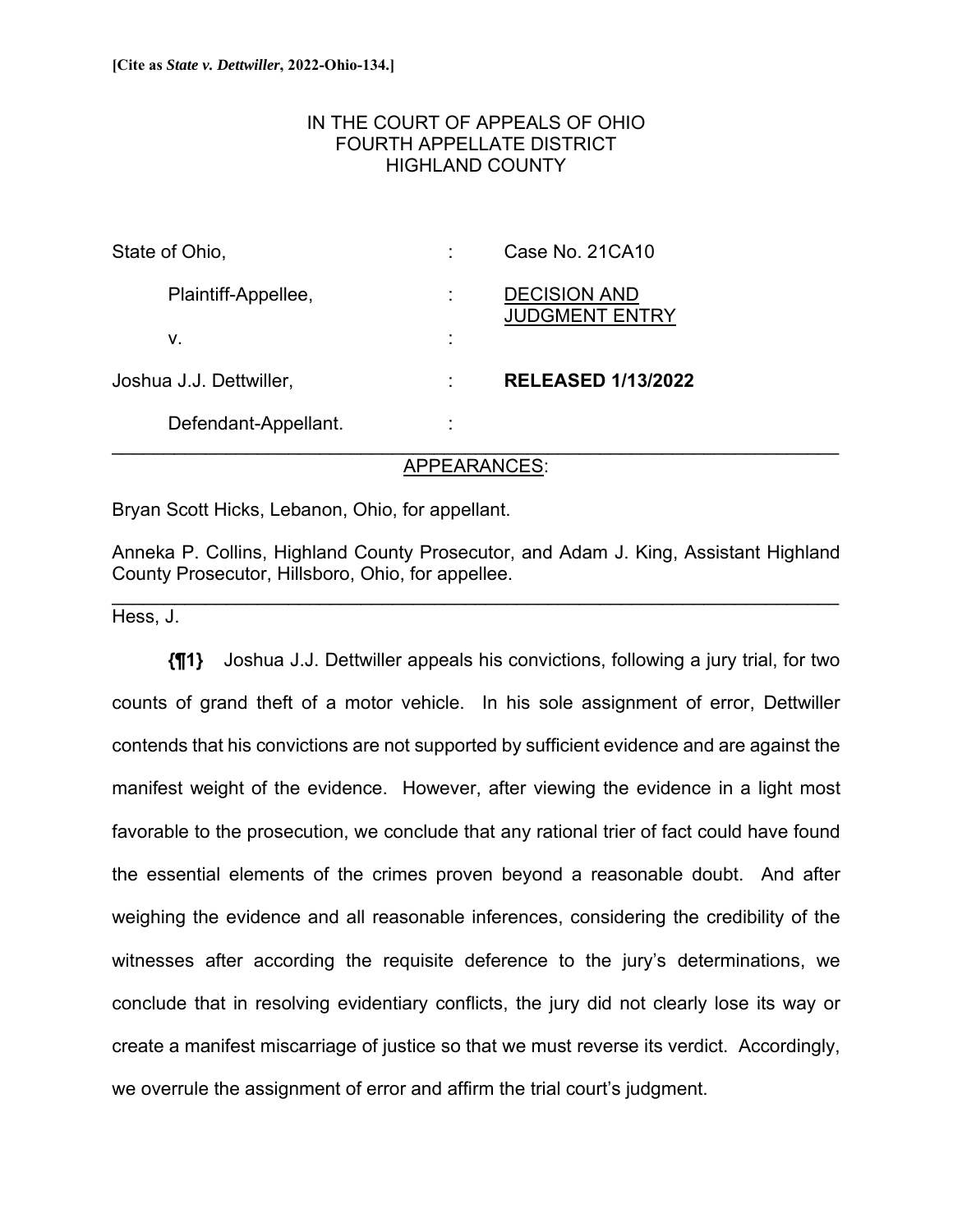**[Cite as *State v. Dettwiller*, 2022-Ohio-134.]**

IN THE COURT OF APPEALS OF OHIO
FOURTH APPELLATE DISTRICT
HIGHLAND COUNTY

| | | |
|---|---|---|
| State of Ohio, | : | Case No. 21CA10 |
| Plaintiff-Appellee, | : | DECISION AND JUDGMENT ENTRY |
| v. | : | |
| Joshua J.J. Dettwiller, | : | **RELEASED 1/13/2022** |
| Defendant-Appellant. | : | |

---

APPEARANCES:

Bryan Scott Hicks, Lebanon, Ohio, for appellant.

Anneka P. Collins, Highland County Prosecutor, and Adam J. King, Assistant Highland County Prosecutor, Hillsboro, Ohio, for appellee.

---

Hess, J.

**{¶1}** Joshua J.J. Dettwiller appeals his convictions, following a jury trial, for two counts of grand theft of a motor vehicle. In his sole assignment of error, Dettwiller contends that his convictions are not supported by sufficient evidence and are against the manifest weight of the evidence. However, after viewing the evidence in a light most favorable to the prosecution, we conclude that any rational trier of fact could have found the essential elements of the crimes proven beyond a reasonable doubt. And after weighing the evidence and all reasonable inferences, considering the credibility of the witnesses after according the requisite deference to the jury's determinations, we conclude that in resolving evidentiary conflicts, the jury did not clearly lose its way or create a manifest miscarriage of justice so that we must reverse its verdict. Accordingly, we overrule the assignment of error and affirm the trial court's judgment.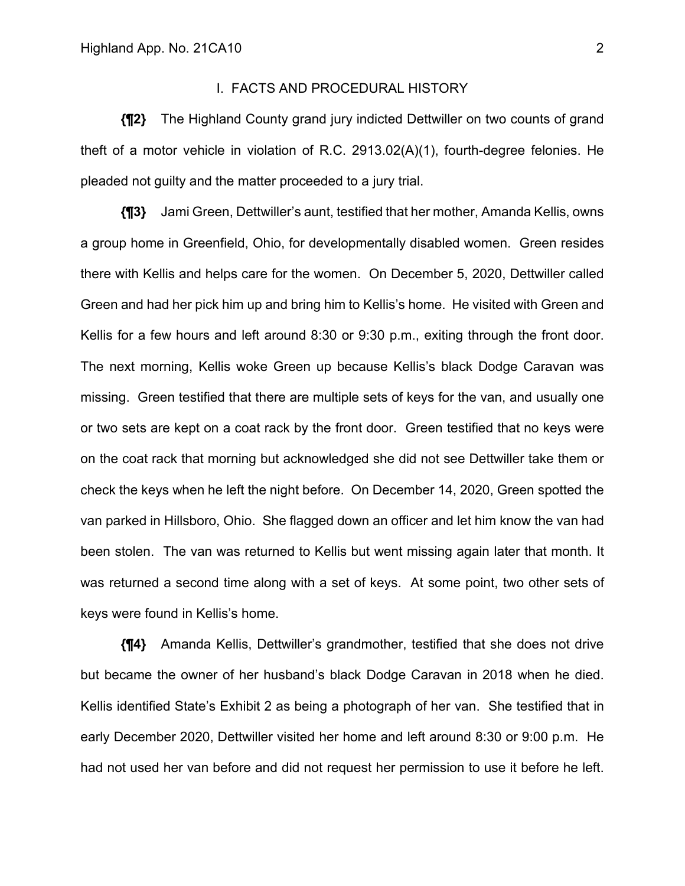## I. FACTS AND PROCEDURAL HISTORY

**{¶2}** The Highland County grand jury indicted Dettwiller on two counts of grand theft of a motor vehicle in violation of R.C. 2913.02(A)(1), fourth-degree felonies. He pleaded not guilty and the matter proceeded to a jury trial.

**{¶3}** Jami Green, Dettwiller's aunt, testified that her mother, Amanda Kellis, owns a group home in Greenfield, Ohio, for developmentally disabled women. Green resides there with Kellis and helps care for the women. On December 5, 2020, Dettwiller called Green and had her pick him up and bring him to Kellis's home. He visited with Green and Kellis for a few hours and left around 8:30 or 9:30 p.m., exiting through the front door. The next morning, Kellis woke Green up because Kellis's black Dodge Caravan was missing. Green testified that there are multiple sets of keys for the van, and usually one or two sets are kept on a coat rack by the front door. Green testified that no keys were on the coat rack that morning but acknowledged she did not see Dettwiller take them or check the keys when he left the night before. On December 14, 2020, Green spotted the van parked in Hillsboro, Ohio. She flagged down an officer and let him know the van had been stolen. The van was returned to Kellis but went missing again later that month. It was returned a second time along with a set of keys. At some point, two other sets of keys were found in Kellis's home.

**{¶4}** Amanda Kellis, Dettwiller's grandmother, testified that she does not drive but became the owner of her husband's black Dodge Caravan in 2018 when he died. Kellis identified State's Exhibit 2 as being a photograph of her van. She testified that in early December 2020, Dettwiller visited her home and left around 8:30 or 9:00 p.m. He had not used her van before and did not request her permission to use it before he left.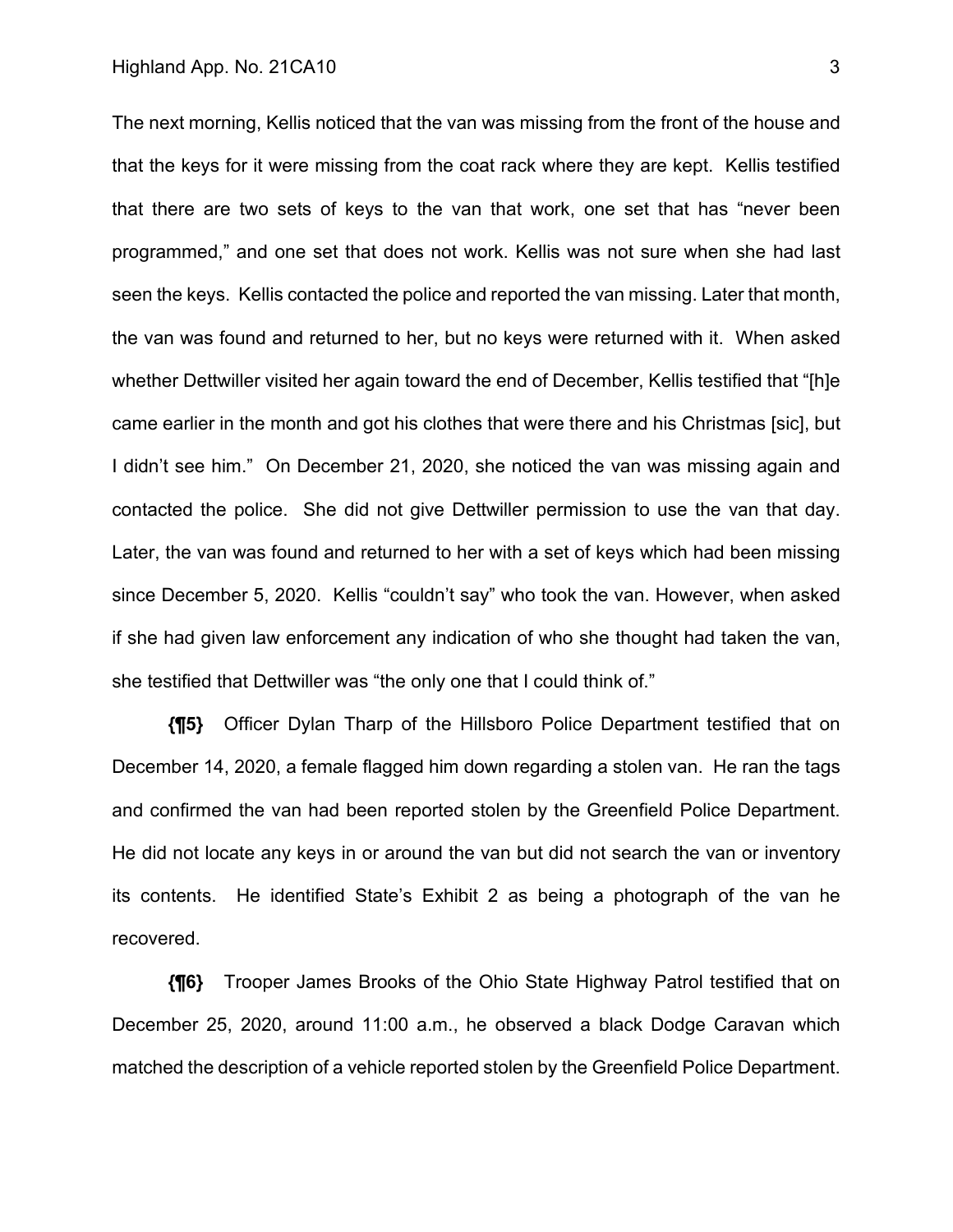The next morning, Kellis noticed that the van was missing from the front of the house and that the keys for it were missing from the coat rack where they are kept. Kellis testified that there are two sets of keys to the van that work, one set that has "never been programmed," and one set that does not work. Kellis was not sure when she had last seen the keys. Kellis contacted the police and reported the van missing. Later that month, the van was found and returned to her, but no keys were returned with it. When asked whether Dettwiller visited her again toward the end of December, Kellis testified that "[h]e came earlier in the month and got his clothes that were there and his Christmas [sic], but I didn't see him." On December 21, 2020, she noticed the van was missing again and contacted the police. She did not give Dettwiller permission to use the van that day. Later, the van was found and returned to her with a set of keys which had been missing since December 5, 2020. Kellis "couldn't say" who took the van. However, when asked if she had given law enforcement any indication of who she thought had taken the van, she testified that Dettwiller was "the only one that I could think of."

**{¶5}** Officer Dylan Tharp of the Hillsboro Police Department testified that on December 14, 2020, a female flagged him down regarding a stolen van. He ran the tags and confirmed the van had been reported stolen by the Greenfield Police Department. He did not locate any keys in or around the van but did not search the van or inventory its contents. He identified State's Exhibit 2 as being a photograph of the van he recovered.

**{¶6}** Trooper James Brooks of the Ohio State Highway Patrol testified that on December 25, 2020, around 11:00 a.m., he observed a black Dodge Caravan which matched the description of a vehicle reported stolen by the Greenfield Police Department.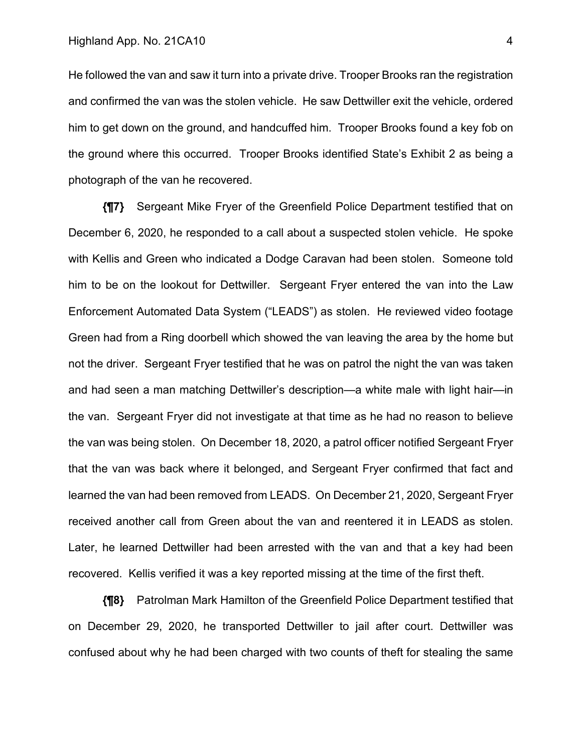He followed the van and saw it turn into a private drive. Trooper Brooks ran the registration and confirmed the van was the stolen vehicle. He saw Dettwiller exit the vehicle, ordered him to get down on the ground, and handcuffed him. Trooper Brooks found a key fob on the ground where this occurred. Trooper Brooks identified State's Exhibit 2 as being a photograph of the van he recovered.

**{¶7}** Sergeant Mike Fryer of the Greenfield Police Department testified that on December 6, 2020, he responded to a call about a suspected stolen vehicle. He spoke with Kellis and Green who indicated a Dodge Caravan had been stolen. Someone told him to be on the lookout for Dettwiller. Sergeant Fryer entered the van into the Law Enforcement Automated Data System ("LEADS") as stolen. He reviewed video footage Green had from a Ring doorbell which showed the van leaving the area by the home but not the driver. Sergeant Fryer testified that he was on patrol the night the van was taken and had seen a man matching Dettwiller's description—a white male with light hair—in the van. Sergeant Fryer did not investigate at that time as he had no reason to believe the van was being stolen. On December 18, 2020, a patrol officer notified Sergeant Fryer that the van was back where it belonged, and Sergeant Fryer confirmed that fact and learned the van had been removed from LEADS. On December 21, 2020, Sergeant Fryer received another call from Green about the van and reentered it in LEADS as stolen. Later, he learned Dettwiller had been arrested with the van and that a key had been recovered. Kellis verified it was a key reported missing at the time of the first theft.

**{¶8}** Patrolman Mark Hamilton of the Greenfield Police Department testified that on December 29, 2020, he transported Dettwiller to jail after court. Dettwiller was confused about why he had been charged with two counts of theft for stealing the same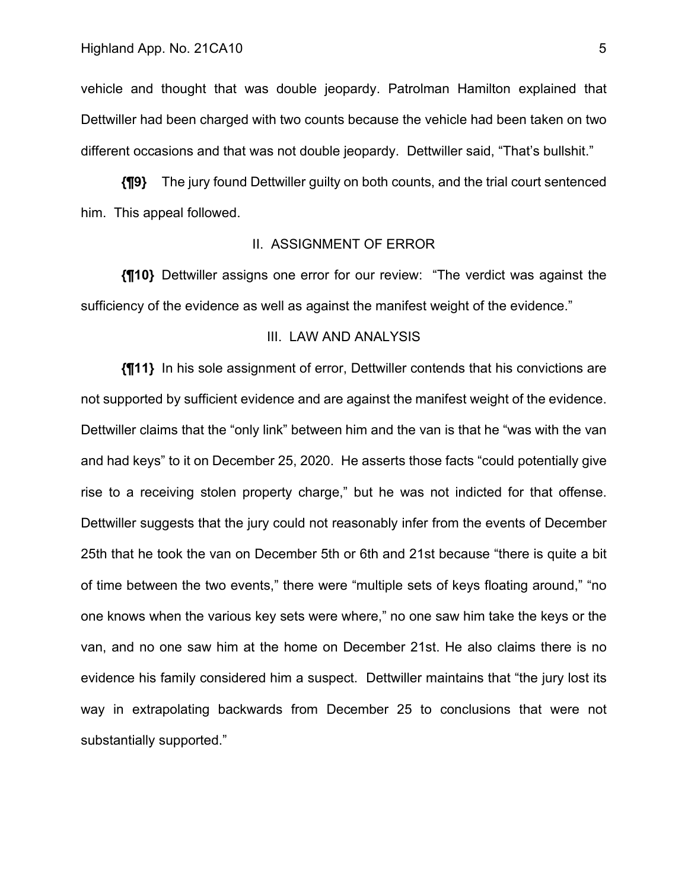vehicle and thought that was double jeopardy. Patrolman Hamilton explained that Dettwiller had been charged with two counts because the vehicle had been taken on two different occasions and that was not double jeopardy. Dettwiller said, "That's bullshit."

**{¶9}** The jury found Dettwiller guilty on both counts, and the trial court sentenced him. This appeal followed.

## II. ASSIGNMENT OF ERROR

**{¶10}** Dettwiller assigns one error for our review: "The verdict was against the sufficiency of the evidence as well as against the manifest weight of the evidence."

## III. LAW AND ANALYSIS

**{¶11}** In his sole assignment of error, Dettwiller contends that his convictions are not supported by sufficient evidence and are against the manifest weight of the evidence. Dettwiller claims that the "only link" between him and the van is that he "was with the van and had keys" to it on December 25, 2020. He asserts those facts "could potentially give rise to a receiving stolen property charge," but he was not indicted for that offense. Dettwiller suggests that the jury could not reasonably infer from the events of December 25th that he took the van on December 5th or 6th and 21st because "there is quite a bit of time between the two events," there were "multiple sets of keys floating around," "no one knows when the various key sets were where," no one saw him take the keys or the van, and no one saw him at the home on December 21st. He also claims there is no evidence his family considered him a suspect. Dettwiller maintains that "the jury lost its way in extrapolating backwards from December 25 to conclusions that were not substantially supported."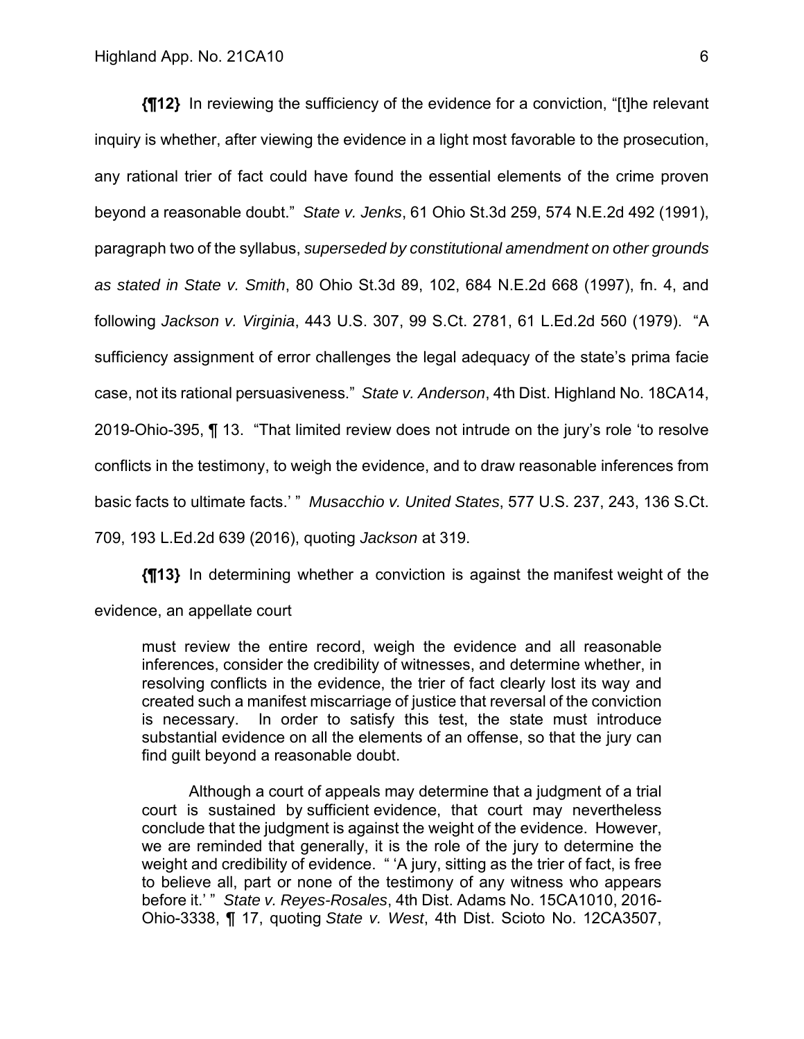**{¶12}** In reviewing the sufficiency of the evidence for a conviction, "[t]he relevant inquiry is whether, after viewing the evidence in a light most favorable to the prosecution, any rational trier of fact could have found the essential elements of the crime proven beyond a reasonable doubt." *State v. Jenks*, 61 Ohio St.3d 259, 574 N.E.2d 492 (1991), paragraph two of the syllabus, *superseded by constitutional amendment on other grounds as stated in State v. Smith*, 80 Ohio St.3d 89, 102, 684 N.E.2d 668 (1997), fn. 4, and following *Jackson v. Virginia*, 443 U.S. 307, 99 S.Ct. 2781, 61 L.Ed.2d 560 (1979). "A sufficiency assignment of error challenges the legal adequacy of the state's prima facie case, not its rational persuasiveness." *State v. Anderson*, 4th Dist. Highland No. 18CA14, 2019-Ohio-395, ¶ 13. "That limited review does not intrude on the jury's role 'to resolve conflicts in the testimony, to weigh the evidence, and to draw reasonable inferences from basic facts to ultimate facts.' " *Musacchio v. United States*, 577 U.S. 237, 243, 136 S.Ct. 709, 193 L.Ed.2d 639 (2016), quoting *Jackson* at 319.

**{¶13}** In determining whether a conviction is against the manifest weight of the evidence, an appellate court

> must review the entire record, weigh the evidence and all reasonable inferences, consider the credibility of witnesses, and determine whether, in resolving conflicts in the evidence, the trier of fact clearly lost its way and created such a manifest miscarriage of justice that reversal of the conviction is necessary. In order to satisfy this test, the state must introduce substantial evidence on all the elements of an offense, so that the jury can find guilt beyond a reasonable doubt.
>
> Although a court of appeals may determine that a judgment of a trial court is sustained by sufficient evidence, that court may nevertheless conclude that the judgment is against the weight of the evidence. However, we are reminded that generally, it is the role of the jury to determine the weight and credibility of evidence. " 'A jury, sitting as the trier of fact, is free to believe all, part or none of the testimony of any witness who appears before it.' " *State v. Reyes-Rosales*, 4th Dist. Adams No. 15CA1010, 2016-Ohio-3338, ¶ 17, quoting *State v. West*, 4th Dist. Scioto No. 12CA3507,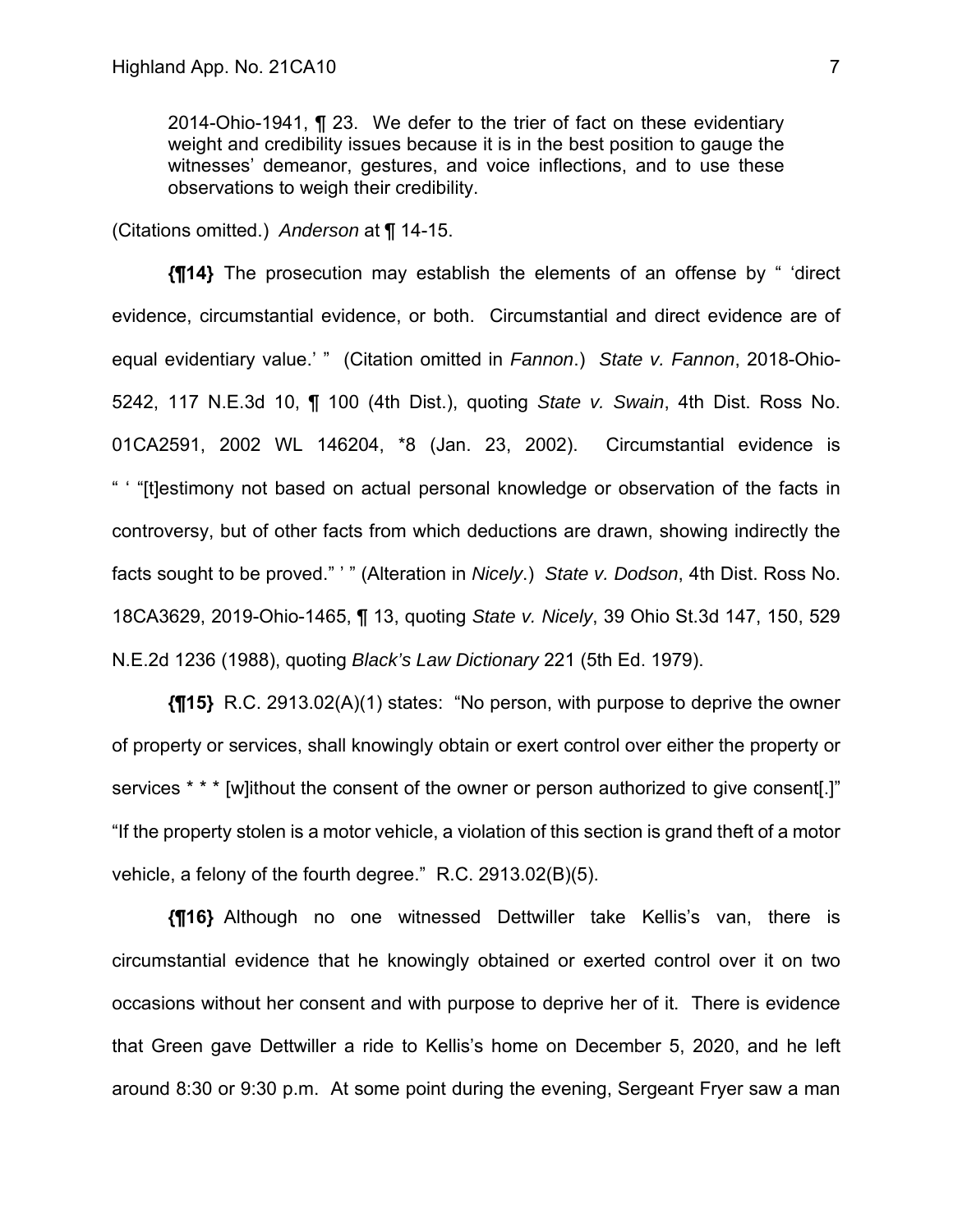> 2014-Ohio-1941, ¶ 23. We defer to the trier of fact on these evidentiary weight and credibility issues because it is in the best position to gauge the witnesses' demeanor, gestures, and voice inflections, and to use these observations to weigh their credibility.

(Citations omitted.) *Anderson* at ¶ 14-15.

**{¶14}** The prosecution may establish the elements of an offense by " 'direct evidence, circumstantial evidence, or both. Circumstantial and direct evidence are of equal evidentiary value.' " (Citation omitted in *Fannon*.) *State v. Fannon*, 2018-Ohio-5242, 117 N.E.3d 10, ¶ 100 (4th Dist.), quoting *State v. Swain*, 4th Dist. Ross No. 01CA2591, 2002 WL 146204, *8 (Jan. 23, 2002). Circumstantial evidence is " ' "[t]estimony not based on actual personal knowledge or observation of the facts in controversy, but of other facts from which deductions are drawn, showing indirectly the facts sought to be proved." ' " (Alteration in *Nicely*.) *State v. Dodson*, 4th Dist. Ross No. 18CA3629, 2019-Ohio-1465, ¶ 13, quoting *State v. Nicely*, 39 Ohio St.3d 147, 150, 529 N.E.2d 1236 (1988), quoting *Black's Law Dictionary* 221 (5th Ed. 1979).

**{¶15}** R.C. 2913.02(A)(1) states: "No person, with purpose to deprive the owner of property or services, shall knowingly obtain or exert control over either the property or services * * * [w]ithout the consent of the owner or person authorized to give consent[.]" "If the property stolen is a motor vehicle, a violation of this section is grand theft of a motor vehicle, a felony of the fourth degree." R.C. 2913.02(B)(5).

**{¶16}** Although no one witnessed Dettwiller take Kellis's van, there is circumstantial evidence that he knowingly obtained or exerted control over it on two occasions without her consent and with purpose to deprive her of it. There is evidence that Green gave Dettwiller a ride to Kellis's home on December 5, 2020, and he left around 8:30 or 9:30 p.m. At some point during the evening, Sergeant Fryer saw a man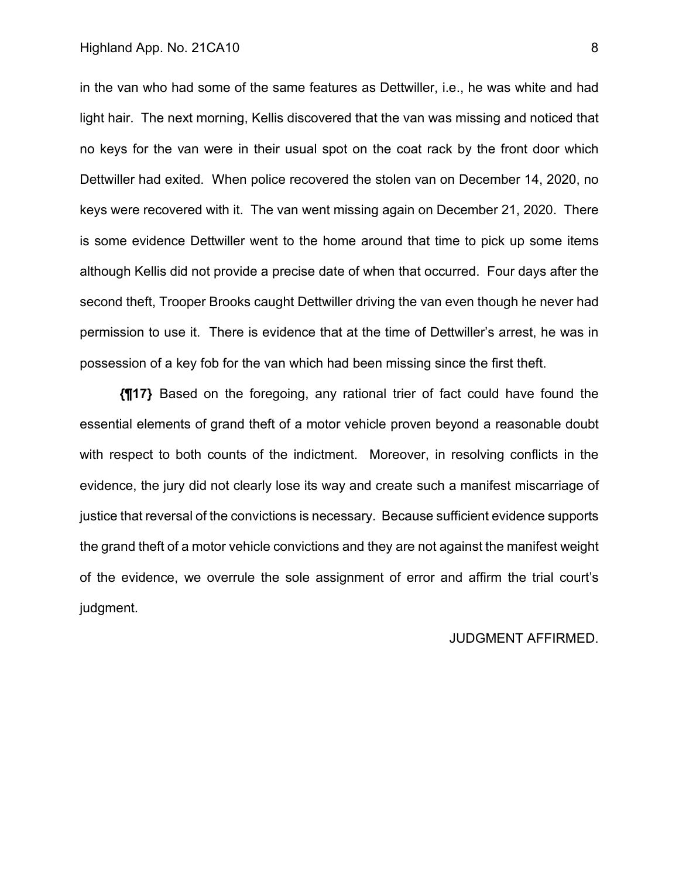in the van who had some of the same features as Dettwiller, i.e., he was white and had light hair. The next morning, Kellis discovered that the van was missing and noticed that no keys for the van were in their usual spot on the coat rack by the front door which Dettwiller had exited. When police recovered the stolen van on December 14, 2020, no keys were recovered with it. The van went missing again on December 21, 2020. There is some evidence Dettwiller went to the home around that time to pick up some items although Kellis did not provide a precise date of when that occurred. Four days after the second theft, Trooper Brooks caught Dettwiller driving the van even though he never had permission to use it. There is evidence that at the time of Dettwiller's arrest, he was in possession of a key fob for the van which had been missing since the first theft.

**{¶17}** Based on the foregoing, any rational trier of fact could have found the essential elements of grand theft of a motor vehicle proven beyond a reasonable doubt with respect to both counts of the indictment. Moreover, in resolving conflicts in the evidence, the jury did not clearly lose its way and create such a manifest miscarriage of justice that reversal of the convictions is necessary. Because sufficient evidence supports the grand theft of a motor vehicle convictions and they are not against the manifest weight of the evidence, we overrule the sole assignment of error and affirm the trial court's judgment.

JUDGMENT AFFIRMED.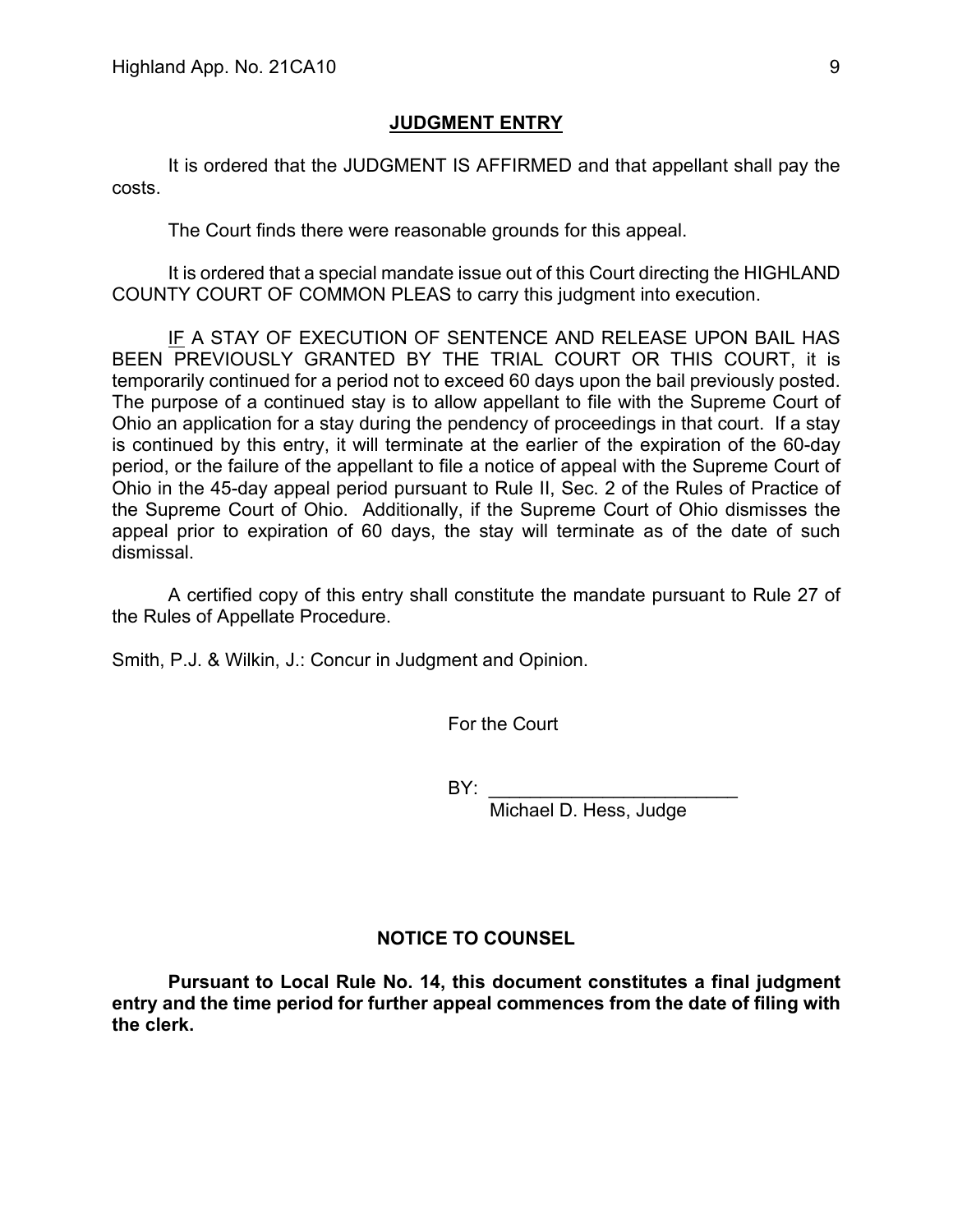## JUDGMENT ENTRY

It is ordered that the JUDGMENT IS AFFIRMED and that appellant shall pay the costs.

The Court finds there were reasonable grounds for this appeal.

It is ordered that a special mandate issue out of this Court directing the HIGHLAND COUNTY COURT OF COMMON PLEAS to carry this judgment into execution.

IF A STAY OF EXECUTION OF SENTENCE AND RELEASE UPON BAIL HAS BEEN PREVIOUSLY GRANTED BY THE TRIAL COURT OR THIS COURT, it is temporarily continued for a period not to exceed 60 days upon the bail previously posted. The purpose of a continued stay is to allow appellant to file with the Supreme Court of Ohio an application for a stay during the pendency of proceedings in that court. If a stay is continued by this entry, it will terminate at the earlier of the expiration of the 60-day period, or the failure of the appellant to file a notice of appeal with the Supreme Court of Ohio in the 45-day appeal period pursuant to Rule II, Sec. 2 of the Rules of Practice of the Supreme Court of Ohio. Additionally, if the Supreme Court of Ohio dismisses the appeal prior to expiration of 60 days, the stay will terminate as of the date of such dismissal.

A certified copy of this entry shall constitute the mandate pursuant to Rule 27 of the Rules of Appellate Procedure.

Smith, P.J. & Wilkin, J.: Concur in Judgment and Opinion.

For the Court

BY: ________________________
Michael D. Hess, Judge

### NOTICE TO COUNSEL

**Pursuant to Local Rule No. 14, this document constitutes a final judgment entry and the time period for further appeal commences from the date of filing with the clerk.**